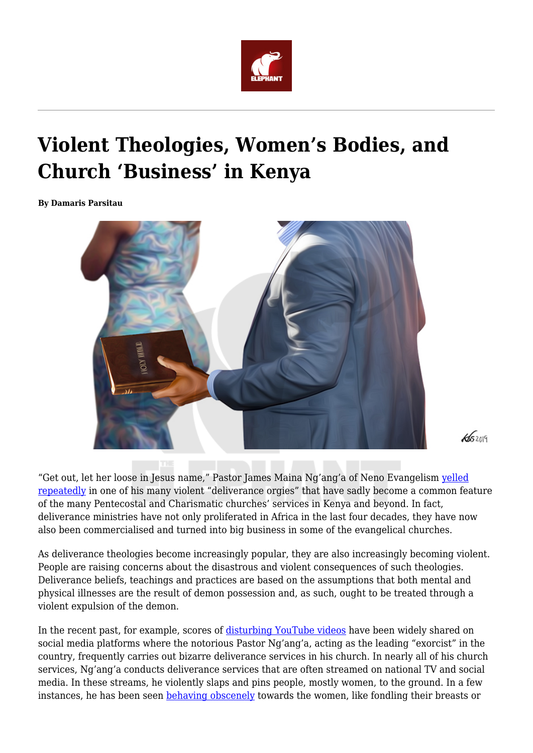# Violent Theologies, Women's Bodies, and Church 'Business' in Kenya

**By Damaris Parsitau**

"Get out, let her loose in Jesus name," Pastor James Maina Ng'ang'a of Neno Evangelism yelled repeatedly in one of his many violent "deliverance orgies" that have sadly become a common feature of the many Pentecostal and Charismatic churches' services in Kenya and beyond. In fact, deliverance ministries have not only proliferated in Africa in the last four decades, they have now also been commercialised and turned into big business in some of the evangelical churches.

As deliverance theologies become increasingly popular, they are also increasingly becoming violent. People are raising concerns about the disastrous and violent consequences of such theologies. Deliverance beliefs, teachings and practices are based on the assumptions that both mental and physical illnesses are the result of demon possession and, as such, ought to be treated through a violent expulsion of the demon.

In the recent past, for example, scores of disturbing YouTube videos have been widely shared on social media platforms where the notorious Pastor Ng'ang'a, acting as the leading "exorcist" in the country, frequently carries out bizarre deliverance services in his church. In nearly all of his church services, Ng'ang'a conducts deliverance services that are often streamed on national TV and social media. In these streams, he violently slaps and pins people, mostly women, to the ground. In a few instances, he has been seen behaving obscenely towards the women, like fondling their breasts or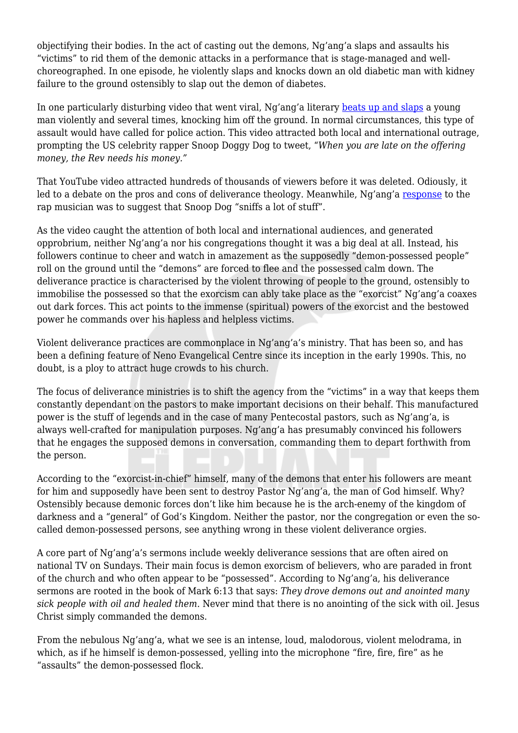objectifying their bodies. In the act of casting out the demons, Ng'ang'a slaps and assaults his "victims" to rid them of the demonic attacks in a performance that is stage-managed and well-choreographed. In one episode, he violently slaps and knocks down an old diabetic man with kidney failure to the ground ostensibly to slap out the demon of diabetes.

In one particularly disturbing video that went viral, Ng'ang'a literary beats up and slaps a young man violently and several times, knocking him off the ground. In normal circumstances, this type of assault would have called for police action. This video attracted both local and international outrage, prompting the US celebrity rapper Snoop Doggy Dog to tweet, "*When you are late on the offering money, the Rev needs his money.*"

That YouTube video attracted hundreds of thousands of viewers before it was deleted. Odiously, it led to a debate on the pros and cons of deliverance theology. Meanwhile, Ng'ang'a response to the rap musician was to suggest that Snoop Dog "sniffs a lot of stuff".

As the video caught the attention of both local and international audiences, and generated opprobrium, neither Ng'ang'a nor his congregations thought it was a big deal at all. Instead, his followers continue to cheer and watch in amazement as the supposedly "demon-possessed people" roll on the ground until the "demons" are forced to flee and the possessed calm down. The deliverance practice is characterised by the violent throwing of people to the ground, ostensibly to immobilise the possessed so that the exorcism can ably take place as the "exorcist" Ng'ang'a coaxes out dark forces. This act points to the immense (spiritual) powers of the exorcist and the bestowed power he commands over his hapless and helpless victims.

Violent deliverance practices are commonplace in Ng'ang'a's ministry. That has been so, and has been a defining feature of Neno Evangelical Centre since its inception in the early 1990s. This, no doubt, is a ploy to attract huge crowds to his church.

The focus of deliverance ministries is to shift the agency from the "victims" in a way that keeps them constantly dependant on the pastors to make important decisions on their behalf. This manufactured power is the stuff of legends and in the case of many Pentecostal pastors, such as Ng'ang'a, is always well-crafted for manipulation purposes. Ng'ang'a has presumably convinced his followers that he engages the supposed demons in conversation, commanding them to depart forthwith from the person.

According to the "exorcist-in-chief" himself, many of the demons that enter his followers are meant for him and supposedly have been sent to destroy Pastor Ng'ang'a, the man of God himself. Why? Ostensibly because demonic forces don't like him because he is the arch-enemy of the kingdom of darkness and a "general" of God's Kingdom. Neither the pastor, nor the congregation or even the so-called demon-possessed persons, see anything wrong in these violent deliverance orgies.

A core part of Ng'ang'a's sermons include weekly deliverance sessions that are often aired on national TV on Sundays. Their main focus is demon exorcism of believers, who are paraded in front of the church and who often appear to be "possessed". According to Ng'ang'a, his deliverance sermons are rooted in the book of Mark 6:13 that says: *They drove demons out and anointed many sick people with oil and healed them*. Never mind that there is no anointing of the sick with oil. Jesus Christ simply commanded the demons.

From the nebulous Ng'ang'a, what we see is an intense, loud, malodorous, violent melodrama, in which, as if he himself is demon-possessed, yelling into the microphone "fire, fire, fire" as he "assaults" the demon-possessed flock.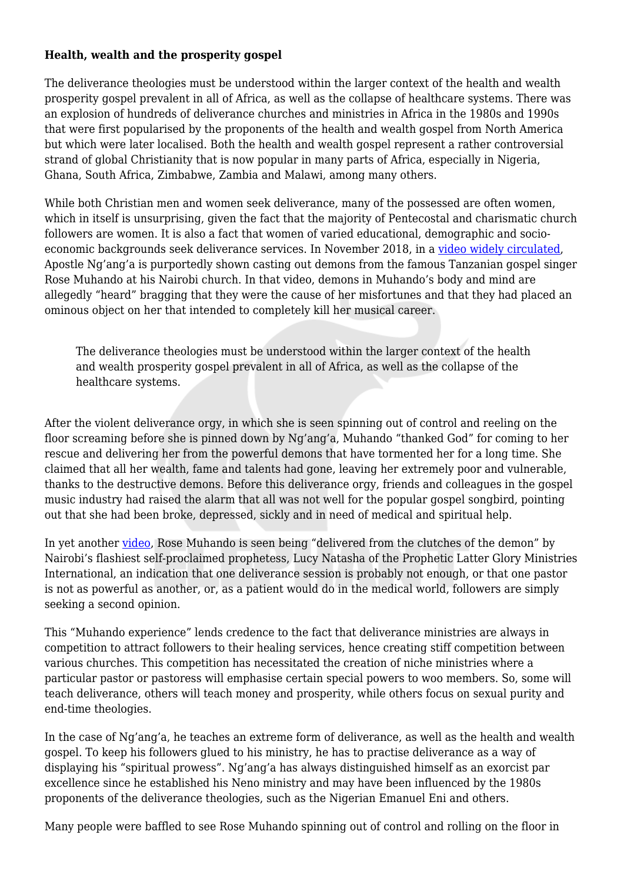**Health, wealth and the prosperity gospel**

The deliverance theologies must be understood within the larger context of the health and wealth prosperity gospel prevalent in all of Africa, as well as the collapse of healthcare systems. There was an explosion of hundreds of deliverance churches and ministries in Africa in the 1980s and 1990s that were first popularised by the proponents of the health and wealth gospel from North America but which were later localised. Both the health and wealth gospel represent a rather controversial strand of global Christianity that is now popular in many parts of Africa, especially in Nigeria, Ghana, South Africa, Zimbabwe, Zambia and Malawi, among many others.

While both Christian men and women seek deliverance, many of the possessed are often women, which in itself is unsurprising, given the fact that the majority of Pentecostal and charismatic church followers are women. It is also a fact that women of varied educational, demographic and socio-economic backgrounds seek deliverance services. In November 2018, in a video widely circulated, Apostle Ng'ang'a is purportedly shown casting out demons from the famous Tanzanian gospel singer Rose Muhando at his Nairobi church. In that video, demons in Muhando's body and mind are allegedly "heard" bragging that they were the cause of her misfortunes and that they had placed an ominous object on her that intended to completely kill her musical career.

> The deliverance theologies must be understood within the larger context of the health and wealth prosperity gospel prevalent in all of Africa, as well as the collapse of the healthcare systems.

After the violent deliverance orgy, in which she is seen spinning out of control and reeling on the floor screaming before she is pinned down by Ng'ang'a, Muhando "thanked God" for coming to her rescue and delivering her from the powerful demons that have tormented her for a long time. She claimed that all her wealth, fame and talents had gone, leaving her extremely poor and vulnerable, thanks to the destructive demons. Before this deliverance orgy, friends and colleagues in the gospel music industry had raised the alarm that all was not well for the popular gospel songbird, pointing out that she had been broke, depressed, sickly and in need of medical and spiritual help.

In yet another video, Rose Muhando is seen being "delivered from the clutches of the demon" by Nairobi's flashiest self-proclaimed prophetess, Lucy Natasha of the Prophetic Latter Glory Ministries International, an indication that one deliverance session is probably not enough, or that one pastor is not as powerful as another, or, as a patient would do in the medical world, followers are simply seeking a second opinion.

This "Muhando experience" lends credence to the fact that deliverance ministries are always in competition to attract followers to their healing services, hence creating stiff competition between various churches. This competition has necessitated the creation of niche ministries where a particular pastor or pastoress will emphasise certain special powers to woo members. So, some will teach deliverance, others will teach money and prosperity, while others focus on sexual purity and end-time theologies.

In the case of Ng'ang'a, he teaches an extreme form of deliverance, as well as the health and wealth gospel. To keep his followers glued to his ministry, he has to practise deliverance as a way of displaying his "spiritual prowess". Ng'ang'a has always distinguished himself as an exorcist par excellence since he established his Neno ministry and may have been influenced by the 1980s proponents of the deliverance theologies, such as the Nigerian Emanuel Eni and others.

Many people were baffled to see Rose Muhando spinning out of control and rolling on the floor in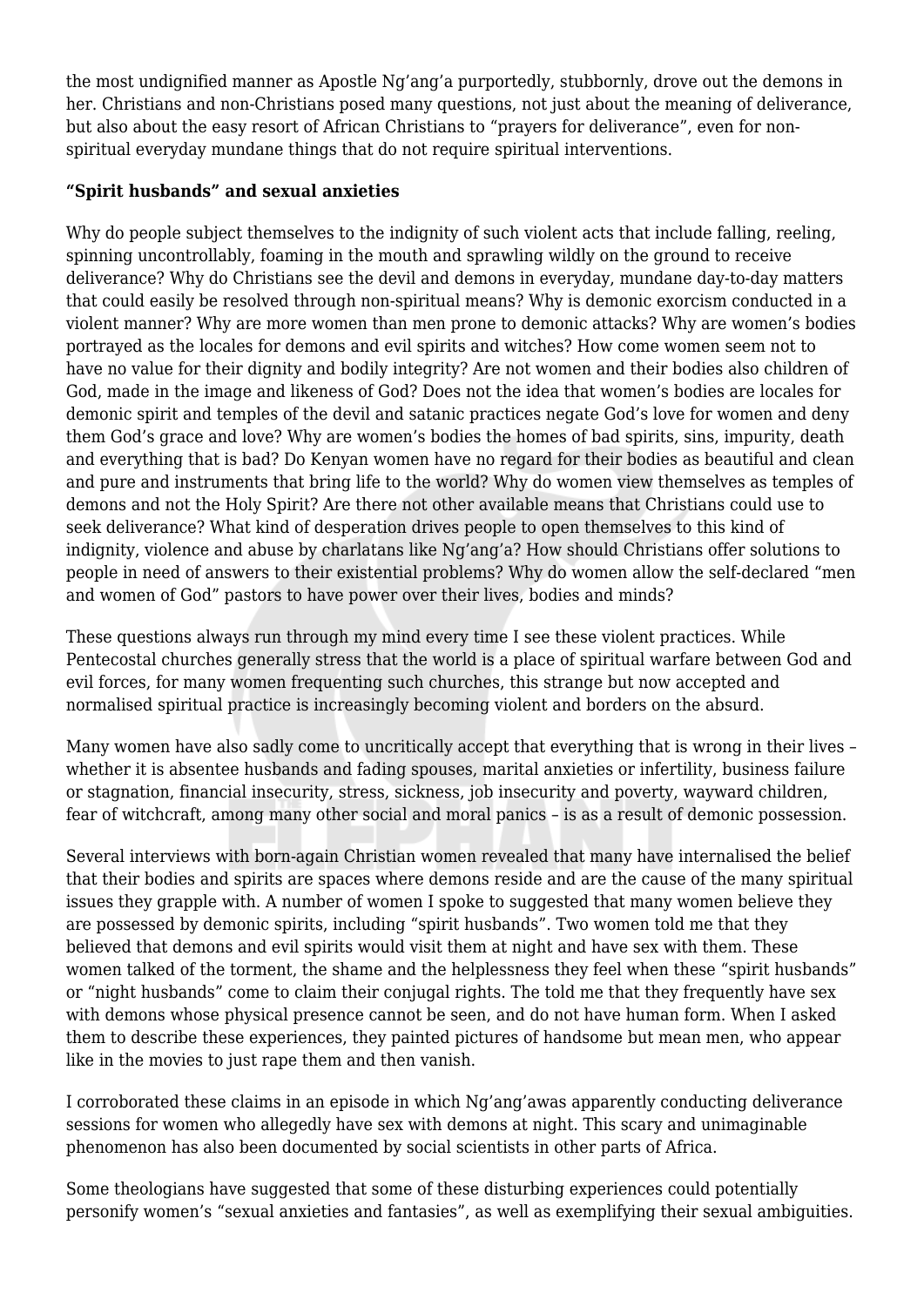the most undignified manner as Apostle Ng'ang'a purportedly, stubbornly, drove out the demons in her. Christians and non-Christians posed many questions, not just about the meaning of deliverance, but also about the easy resort of African Christians to "prayers for deliverance", even for non-spiritual everyday mundane things that do not require spiritual interventions.

**"Spirit husbands" and sexual anxieties**

Why do people subject themselves to the indignity of such violent acts that include falling, reeling, spinning uncontrollably, foaming in the mouth and sprawling wildly on the ground to receive deliverance? Why do Christians see the devil and demons in everyday, mundane day-to-day matters that could easily be resolved through non-spiritual means? Why is demonic exorcism conducted in a violent manner? Why are more women than men prone to demonic attacks? Why are women's bodies portrayed as the locales for demons and evil spirits and witches? How come women seem not to have no value for their dignity and bodily integrity? Are not women and their bodies also children of God, made in the image and likeness of God? Does not the idea that women's bodies are locales for demonic spirit and temples of the devil and satanic practices negate God's love for women and deny them God's grace and love? Why are women's bodies the homes of bad spirits, sins, impurity, death and everything that is bad? Do Kenyan women have no regard for their bodies as beautiful and clean and pure and instruments that bring life to the world? Why do women view themselves as temples of demons and not the Holy Spirit? Are there not other available means that Christians could use to seek deliverance? What kind of desperation drives people to open themselves to this kind of indignity, violence and abuse by charlatans like Ng'ang'a? How should Christians offer solutions to people in need of answers to their existential problems? Why do women allow the self-declared "men and women of God" pastors to have power over their lives, bodies and minds?

These questions always run through my mind every time I see these violent practices. While Pentecostal churches generally stress that the world is a place of spiritual warfare between God and evil forces, for many women frequenting such churches, this strange but now accepted and normalised spiritual practice is increasingly becoming violent and borders on the absurd.

Many women have also sadly come to uncritically accept that everything that is wrong in their lives – whether it is absentee husbands and fading spouses, marital anxieties or infertility, business failure or stagnation, financial insecurity, stress, sickness, job insecurity and poverty, wayward children, fear of witchcraft, among many other social and moral panics – is as a result of demonic possession.

Several interviews with born-again Christian women revealed that many have internalised the belief that their bodies and spirits are spaces where demons reside and are the cause of the many spiritual issues they grapple with. A number of women I spoke to suggested that many women believe they are possessed by demonic spirits, including "spirit husbands". Two women told me that they believed that demons and evil spirits would visit them at night and have sex with them. These women talked of the torment, the shame and the helplessness they feel when these "spirit husbands" or "night husbands" come to claim their conjugal rights. The told me that they frequently have sex with demons whose physical presence cannot be seen, and do not have human form. When I asked them to describe these experiences, they painted pictures of handsome but mean men, who appear like in the movies to just rape them and then vanish.

I corroborated these claims in an episode in which Ng'ang'awas apparently conducting deliverance sessions for women who allegedly have sex with demons at night. This scary and unimaginable phenomenon has also been documented by social scientists in other parts of Africa.

Some theologians have suggested that some of these disturbing experiences could potentially personify women's "sexual anxieties and fantasies", as well as exemplifying their sexual ambiguities.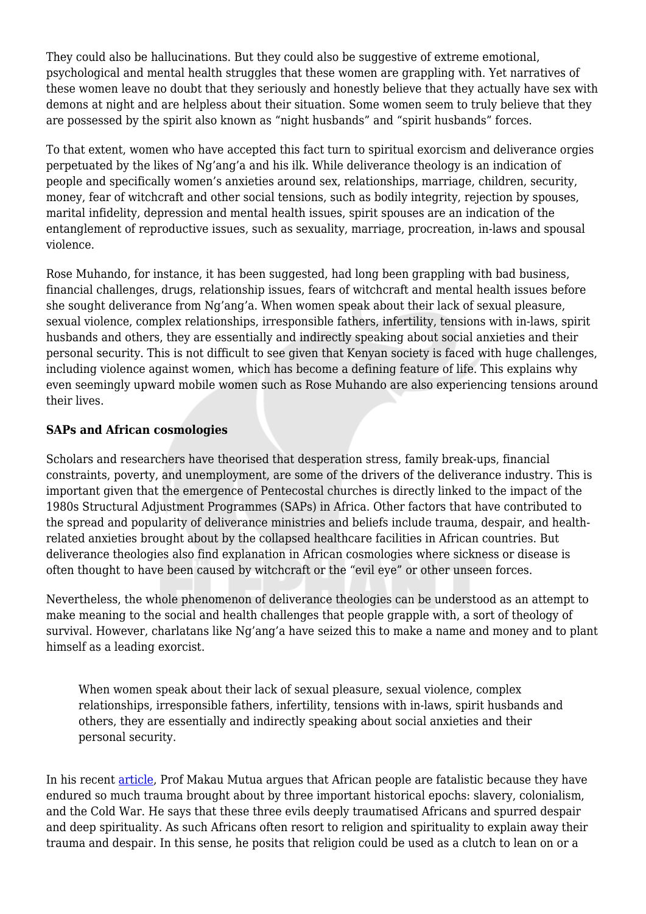They could also be hallucinations. But they could also be suggestive of extreme emotional, psychological and mental health struggles that these women are grappling with. Yet narratives of these women leave no doubt that they seriously and honestly believe that they actually have sex with demons at night and are helpless about their situation. Some women seem to truly believe that they are possessed by the spirit also known as "night husbands" and "spirit husbands" forces.

To that extent, women who have accepted this fact turn to spiritual exorcism and deliverance orgies perpetuated by the likes of Ng'ang'a and his ilk. While deliverance theology is an indication of people and specifically women's anxieties around sex, relationships, marriage, children, security, money, fear of witchcraft and other social tensions, such as bodily integrity, rejection by spouses, marital infidelity, depression and mental health issues, spirit spouses are an indication of the entanglement of reproductive issues, such as sexuality, marriage, procreation, in-laws and spousal violence.

Rose Muhando, for instance, it has been suggested, had long been grappling with bad business, financial challenges, drugs, relationship issues, fears of witchcraft and mental health issues before she sought deliverance from Ng'ang'a. When women speak about their lack of sexual pleasure, sexual violence, complex relationships, irresponsible fathers, infertility, tensions with in-laws, spirit husbands and others, they are essentially and indirectly speaking about social anxieties and their personal security. This is not difficult to see given that Kenyan society is faced with huge challenges, including violence against women, which has become a defining feature of life. This explains why even seemingly upward mobile women such as Rose Muhando are also experiencing tensions around their lives.

**SAPs and African cosmologies**

Scholars and researchers have theorised that desperation stress, family break-ups, financial constraints, poverty, and unemployment, are some of the drivers of the deliverance industry. This is important given that the emergence of Pentecostal churches is directly linked to the impact of the 1980s Structural Adjustment Programmes (SAPs) in Africa. Other factors that have contributed to the spread and popularity of deliverance ministries and beliefs include trauma, despair, and health-related anxieties brought about by the collapsed healthcare facilities in African countries. But deliverance theologies also find explanation in African cosmologies where sickness or disease is often thought to have been caused by witchcraft or the "evil eye" or other unseen forces.

Nevertheless, the whole phenomenon of deliverance theologies can be understood as an attempt to make meaning to the social and health challenges that people grapple with, a sort of theology of survival. However, charlatans like Ng'ang'a have seized this to make a name and money and to plant himself as a leading exorcist.

> When women speak about their lack of sexual pleasure, sexual violence, complex relationships, irresponsible fathers, infertility, tensions with in-laws, spirit husbands and others, they are essentially and indirectly speaking about social anxieties and their personal security.

In his recent article, Prof Makau Mutua argues that African people are fatalistic because they have endured so much trauma brought about by three important historical epochs: slavery, colonialism, and the Cold War. He says that these three evils deeply traumatised Africans and spurred despair and deep spirituality. As such Africans often resort to religion and spirituality to explain away their trauma and despair. In this sense, he posits that religion could be used as a clutch to lean on or a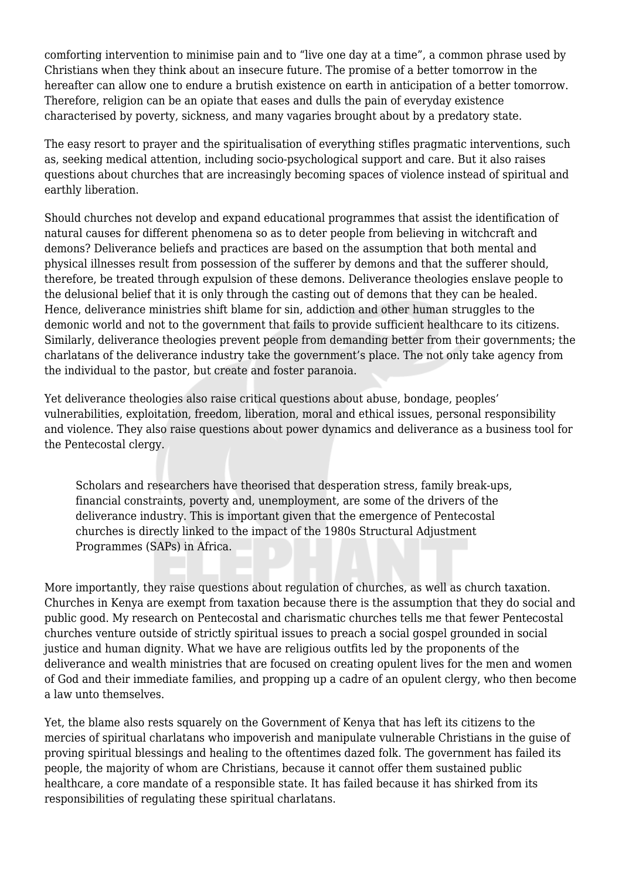comforting intervention to minimise pain and to "live one day at a time", a common phrase used by Christians when they think about an insecure future. The promise of a better tomorrow in the hereafter can allow one to endure a brutish existence on earth in anticipation of a better tomorrow. Therefore, religion can be an opiate that eases and dulls the pain of everyday existence characterised by poverty, sickness, and many vagaries brought about by a predatory state.

The easy resort to prayer and the spiritualisation of everything stifles pragmatic interventions, such as, seeking medical attention, including socio-psychological support and care. But it also raises questions about churches that are increasingly becoming spaces of violence instead of spiritual and earthly liberation.

Should churches not develop and expand educational programmes that assist the identification of natural causes for different phenomena so as to deter people from believing in witchcraft and demons? Deliverance beliefs and practices are based on the assumption that both mental and physical illnesses result from possession of the sufferer by demons and that the sufferer should, therefore, be treated through expulsion of these demons. Deliverance theologies enslave people to the delusional belief that it is only through the casting out of demons that they can be healed. Hence, deliverance ministries shift blame for sin, addiction and other human struggles to the demonic world and not to the government that fails to provide sufficient healthcare to its citizens. Similarly, deliverance theologies prevent people from demanding better from their governments; the charlatans of the deliverance industry take the government's place. The not only take agency from the individual to the pastor, but create and foster paranoia.

Yet deliverance theologies also raise critical questions about abuse, bondage, peoples' vulnerabilities, exploitation, freedom, liberation, moral and ethical issues, personal responsibility and violence. They also raise questions about power dynamics and deliverance as a business tool for the Pentecostal clergy.

> Scholars and researchers have theorised that desperation stress, family break-ups, financial constraints, poverty and, unemployment, are some of the drivers of the deliverance industry. This is important given that the emergence of Pentecostal churches is directly linked to the impact of the 1980s Structural Adjustment Programmes (SAPs) in Africa.

More importantly, they raise questions about regulation of churches, as well as church taxation. Churches in Kenya are exempt from taxation because there is the assumption that they do social and public good. My research on Pentecostal and charismatic churches tells me that fewer Pentecostal churches venture outside of strictly spiritual issues to preach a social gospel grounded in social justice and human dignity. What we have are religious outfits led by the proponents of the deliverance and wealth ministries that are focused on creating opulent lives for the men and women of God and their immediate families, and propping up a cadre of an opulent clergy, who then become a law unto themselves.

Yet, the blame also rests squarely on the Government of Kenya that has left its citizens to the mercies of spiritual charlatans who impoverish and manipulate vulnerable Christians in the guise of proving spiritual blessings and healing to the oftentimes dazed folk. The government has failed its people, the majority of whom are Christians, because it cannot offer them sustained public healthcare, a core mandate of a responsible state. It has failed because it has shirked from its responsibilities of regulating these spiritual charlatans.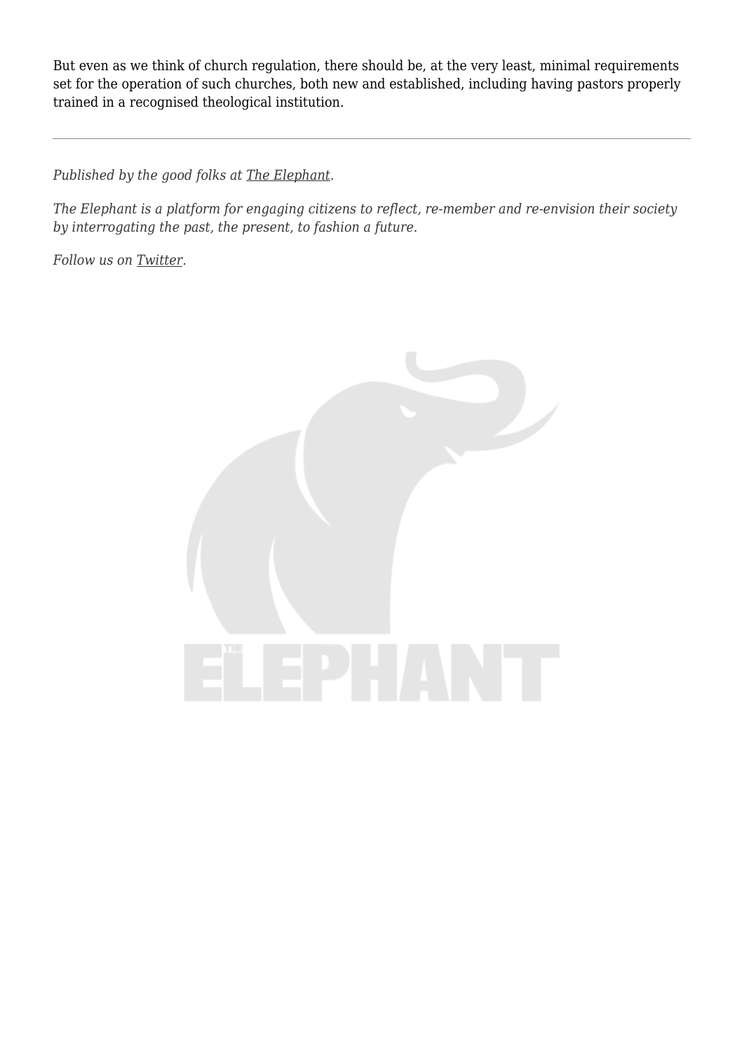But even as we think of church regulation, there should be, at the very least, minimal requirements set for the operation of such churches, both new and established, including having pastors properly trained in a recognised theological institution.

---

*Published by the good folks at The Elephant.*

*The Elephant is a platform for engaging citizens to reflect, re-member and re-envision their society by interrogating the past, the present, to fashion a future.*

*Follow us on Twitter.*